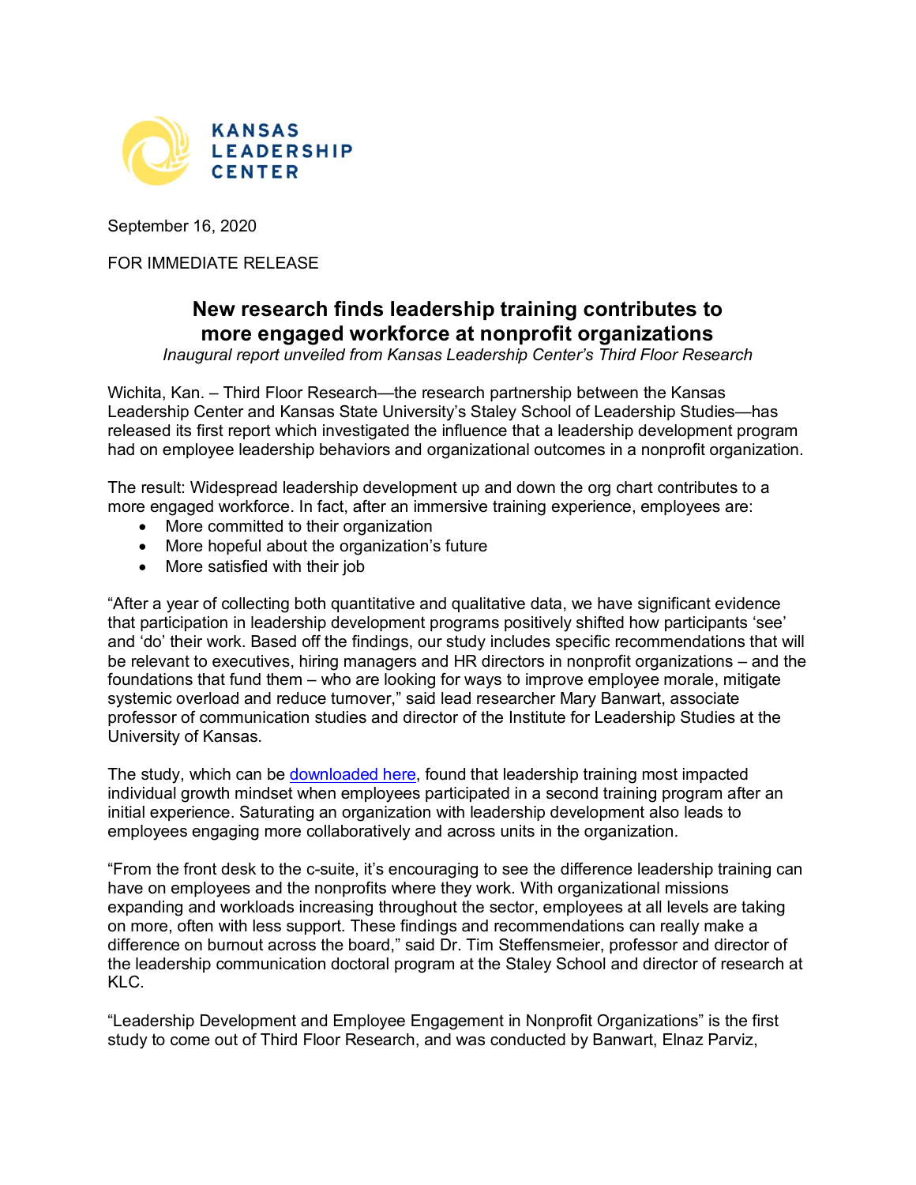KANSAS
LEADERSHIP
CENTER

September 16, 2020

FOR IMMEDIATE RELEASE

## New research finds leadership training contributes to more engaged workforce at nonprofit organizations

*Inaugural report unveiled from Kansas Leadership Center's Third Floor Research*

Wichita, Kan. – Third Floor Research—the research partnership between the Kansas Leadership Center and Kansas State University's Staley School of Leadership Studies—has released its first report which investigated the influence that a leadership development program had on employee leadership behaviors and organizational outcomes in a nonprofit organization.

The result: Widespread leadership development up and down the org chart contributes to a more engaged workforce. In fact, after an immersive training experience, employees are:

- More committed to their organization
- More hopeful about the organization's future
- More satisfied with their job

"After a year of collecting both quantitative and qualitative data, we have significant evidence that participation in leadership development programs positively shifted how participants 'see' and 'do' their work. Based off the findings, our study includes specific recommendations that will be relevant to executives, hiring managers and HR directors in nonprofit organizations – and the foundations that fund them – who are looking for ways to improve employee morale, mitigate systemic overload and reduce turnover," said lead researcher Mary Banwart, associate professor of communication studies and director of the Institute for Leadership Studies at the University of Kansas.

The study, which can be downloaded here, found that leadership training most impacted individual growth mindset when employees participated in a second training program after an initial experience. Saturating an organization with leadership development also leads to employees engaging more collaboratively and across units in the organization.

"From the front desk to the c-suite, it's encouraging to see the difference leadership training can have on employees and the nonprofits where they work. With organizational missions expanding and workloads increasing throughout the sector, employees at all levels are taking on more, often with less support. These findings and recommendations can really make a difference on burnout across the board," said Dr. Tim Steffensmeier, professor and director of the leadership communication doctoral program at the Staley School and director of research at KLC.

"Leadership Development and Employee Engagement in Nonprofit Organizations" is the first study to come out of Third Floor Research, and was conducted by Banwart, Elnaz Parviz,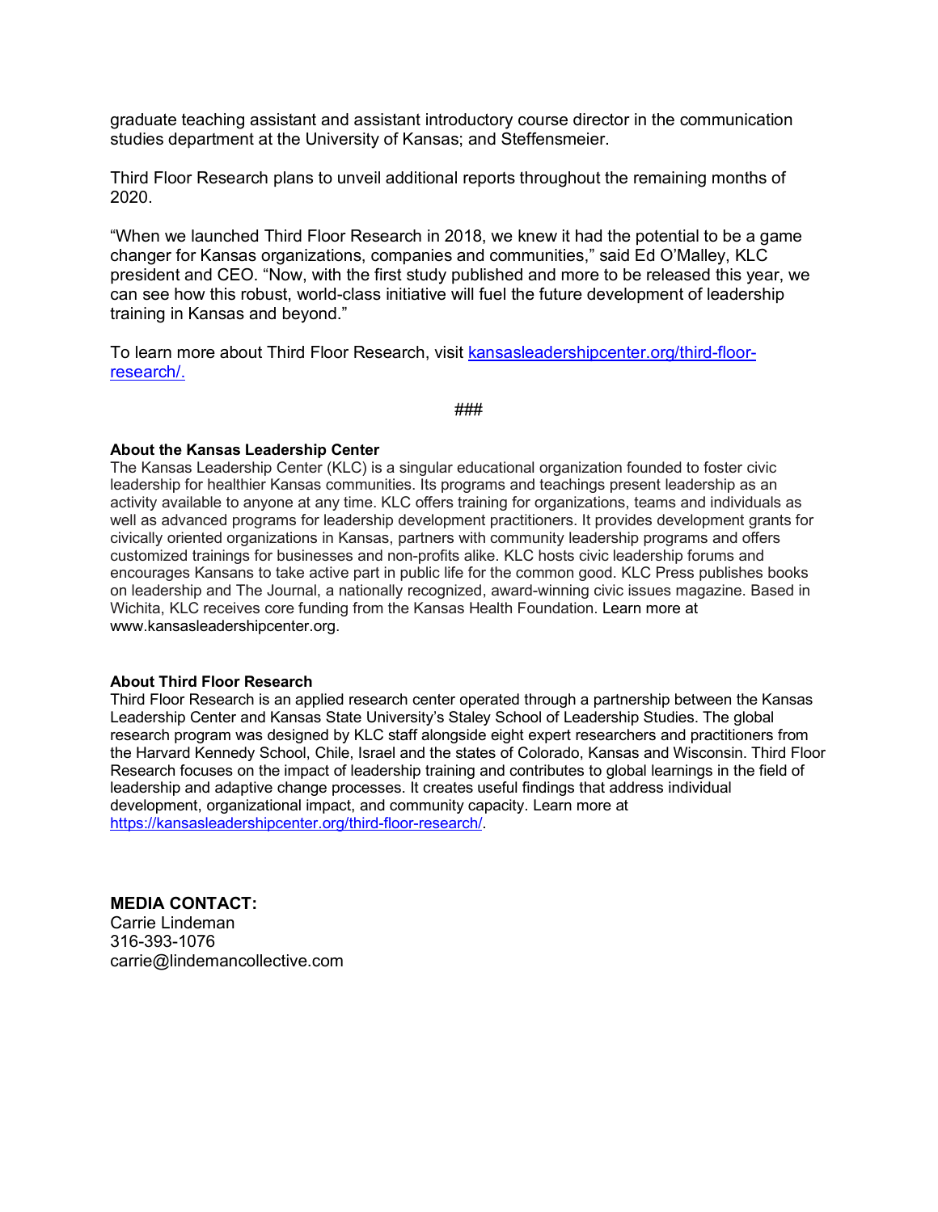graduate teaching assistant and assistant introductory course director in the communication studies department at the University of Kansas; and Steffensmeier.

Third Floor Research plans to unveil additional reports throughout the remaining months of 2020.

“When we launched Third Floor Research in 2018, we knew it had the potential to be a game changer for Kansas organizations, companies and communities,” said Ed O’Malley, KLC president and CEO. “Now, with the first study published and more to be released this year, we can see how this robust, world-class initiative will fuel the future development of leadership training in Kansas and beyond.”

To learn more about Third Floor Research, visit [kansasleadershipcenter.org/third-floor-research/.](kansasleadershipcenter.org/third-floor-research/)

###

**About the Kansas Leadership Center**
The Kansas Leadership Center (KLC) is a singular educational organization founded to foster civic leadership for healthier Kansas communities. Its programs and teachings present leadership as an activity available to anyone at any time. KLC offers training for organizations, teams and individuals as well as advanced programs for leadership development practitioners. It provides development grants for civically oriented organizations in Kansas, partners with community leadership programs and offers customized trainings for businesses and non-profits alike. KLC hosts civic leadership forums and encourages Kansans to take active part in public life for the common good. KLC Press publishes books on leadership and The Journal, a nationally recognized, award-winning civic issues magazine. Based in Wichita, KLC receives core funding from the Kansas Health Foundation. Learn more at www.kansasleadershipcenter.org.

**About Third Floor Research**
Third Floor Research is an applied research center operated through a partnership between the Kansas Leadership Center and Kansas State University’s Staley School of Leadership Studies. The global research program was designed by KLC staff alongside eight expert researchers and practitioners from the Harvard Kennedy School, Chile, Israel and the states of Colorado, Kansas and Wisconsin. Third Floor Research focuses on the impact of leadership training and contributes to global learnings in the field of leadership and adaptive change processes. It creates useful findings that address individual development, organizational impact, and community capacity. Learn more at https://kansasleadershipcenter.org/third-floor-research/.

**MEDIA CONTACT:**
Carrie Lindeman
316-393-1076
carrie@lindemancollective.com